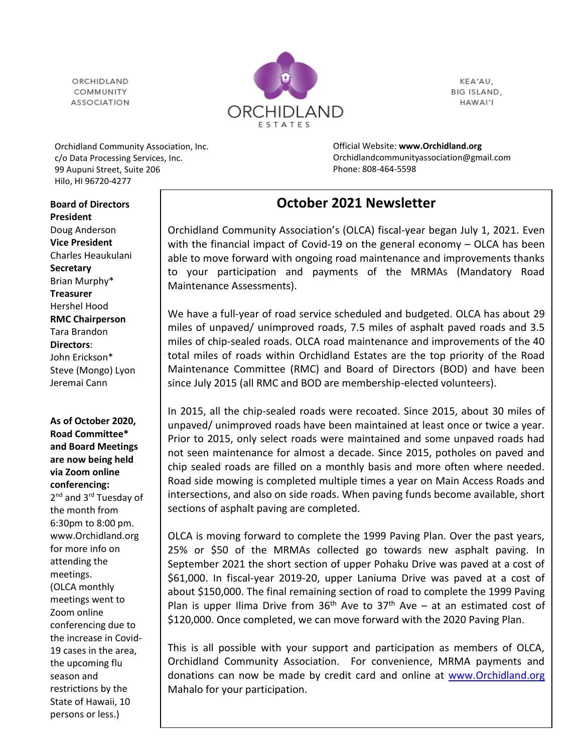ORCHIDLAND COMMUNITY ASSOCIATION

ORCHIDLAND ESTATES

KEA'AU, BIG ISLAND, HAWAI'I

Orchidland Community Association, Inc.
c/o Data Processing Services, Inc.
99 Aupuni Street, Suite 206
Hilo, HI 96720-4277

Official Website: **www.Orchidland.org**
Orchidlandcommunityassociation@gmail.com
Phone: 808-464-5598

**Board of Directors**

**President**
Doug Anderson

**Vice President**
Charles Heaukulani

**Secretary**
Brian Murphy*

**Treasurer**
Hershel Hood

**RMC Chairperson**
Tara Brandon

**Directors**:
John Erickson*
Steve (Mongo) Lyon
Jeremai Cann

**As of October 2020, Road Committee* and Board Meetings are now being held via Zoom online conferencing:**
2nd and 3rd Tuesday of the month from 6:30pm to 8:00 pm. www.Orchidland.org for more info on attending the meetings. (OLCA monthly meetings went to Zoom online conferencing due to the increase in Covid-19 cases in the area, the upcoming flu season and restrictions by the State of Hawaii, 10 persons or less.)

# October 2021 Newsletter

Orchidland Community Association's (OLCA) fiscal-year began July 1, 2021. Even with the financial impact of Covid-19 on the general economy – OLCA has been able to move forward with ongoing road maintenance and improvements thanks to your participation and payments of the MRMAs (Mandatory Road Maintenance Assessments).

We have a full-year of road service scheduled and budgeted. OLCA has about 29 miles of unpaved/ unimproved roads, 7.5 miles of asphalt paved roads and 3.5 miles of chip-sealed roads. OLCA road maintenance and improvements of the 40 total miles of roads within Orchidland Estates are the top priority of the Road Maintenance Committee (RMC) and Board of Directors (BOD) and have been since July 2015 (all RMC and BOD are membership-elected volunteers).

In 2015, all the chip-sealed roads were recoated. Since 2015, about 30 miles of unpaved/ unimproved roads have been maintained at least once or twice a year. Prior to 2015, only select roads were maintained and some unpaved roads had not seen maintenance for almost a decade. Since 2015, potholes on paved and chip sealed roads are filled on a monthly basis and more often where needed. Road side mowing is completed multiple times a year on Main Access Roads and intersections, and also on side roads. When paving funds become available, short sections of asphalt paving are completed.

OLCA is moving forward to complete the 1999 Paving Plan. Over the past years, 25% or $50 of the MRMAs collected go towards new asphalt paving. In September 2021 the short section of upper Pohaku Drive was paved at a cost of $61,000. In fiscal-year 2019-20, upper Laniuma Drive was paved at a cost of about $150,000. The final remaining section of road to complete the 1999 Paving Plan is upper Ilima Drive from 36th Ave to 37th Ave – at an estimated cost of $120,000. Once completed, we can move forward with the 2020 Paving Plan.

This is all possible with your support and participation as members of OLCA, Orchidland Community Association. For convenience, MRMA payments and donations can now be made by credit card and online at [www.Orchidland.org](www.Orchidland.org) Mahalo for your participation.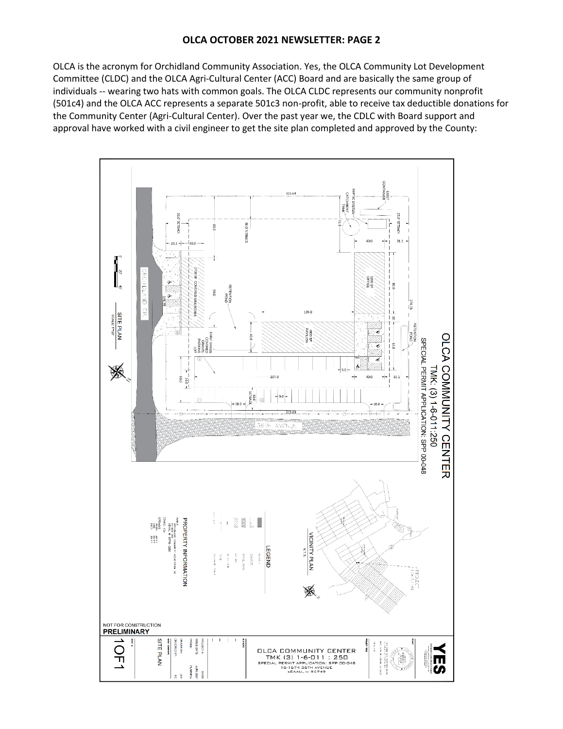**OLCA OCTOBER 2021 NEWSLETTER: PAGE 2**

OLCA is the acronym for Orchidland Community Association. Yes, the OLCA Community Lot Development Committee (CLDC) and the OLCA Agri-Cultural Center (ACC) Board and are basically the same group of individuals -- wearing two hats with common goals. The OLCA CLDC represents our community nonprofit (501c4) and the OLCA ACC represents a separate 501c3 non-profit, able to receive tax deductible donations for the Community Center (Agri-Cultural Center). Over the past year we, the CDLC with Board support and approval have worked with a civil engineer to get the site plan completed and approved by the County:

OLCA COMMUNITY CENTER
TMK: (3) 1-6-011:250
SPECIAL PERMIT APPLICATION: SPP 00-048

SITE PLAN
SCALE: 1"=20'

ORCHIDLAND DR.

36TH AVENUE

EXIST. CONTAINER

SEPTIC SYSTEM CATCHMENT TANK

3200 SF OFFICE

4800 SF PAVILION

2700 SF COVERED MAILBOXES

RETENTION POND

RETENTION POND

EXIST. GRASS COVERED GRAVEL PARKING LOT

30.0' SETBACK

25.0' SETBACK

VICINITY PLAN
N.T.S.

PROJECT LOCATION

LEGEND

PROPERTY INFORMATION

NOT FOR CONSTRUCTION
PRELIMINARY

OLCA COMMUNITY CENTER
TMK (3) 1-6-011 : 250
SPECIAL PERMIT APPLICATION: SPP 00-048
16-1574 36TH AVENUE
KEAAU, HI 96749

SITE PLAN

1 OF 1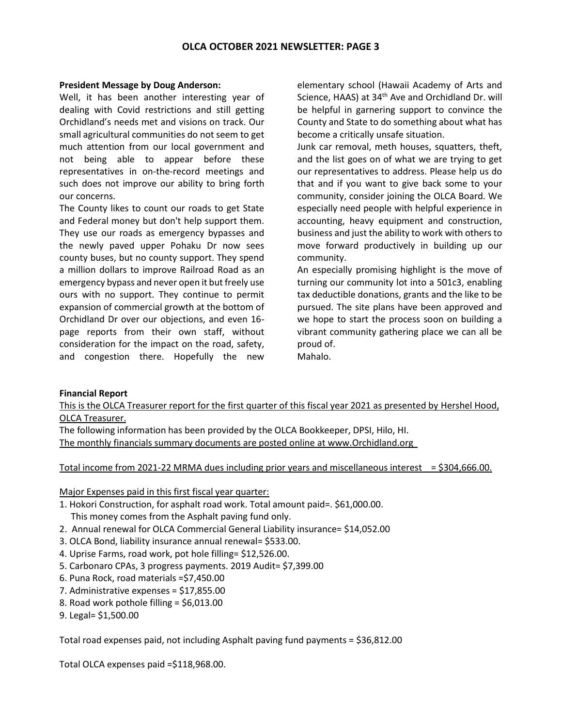**President Message by Doug Anderson:**

Well, it has been another interesting year of dealing with Covid restrictions and still getting Orchidland's needs met and visions on track. Our small agricultural communities do not seem to get much attention from our local government and not being able to appear before these representatives in on-the-record meetings and such does not improve our ability to bring forth our concerns.

The County likes to count our roads to get State and Federal money but don't help support them. They use our roads as emergency bypasses and the newly paved upper Pohaku Dr now sees county buses, but no county support. They spend a million dollars to improve Railroad Road as an emergency bypass and never open it but freely use ours with no support. They continue to permit expansion of commercial growth at the bottom of Orchidland Dr over our objections, and even 16-page reports from their own staff, without consideration for the impact on the road, safety, and congestion there. Hopefully the new elementary school (Hawaii Academy of Arts and Science, HAAS) at 34th Ave and Orchidland Dr. will be helpful in garnering support to convince the County and State to do something about what has become a critically unsafe situation.

Junk car removal, meth houses, squatters, theft, and the list goes on of what we are trying to get our representatives to address. Please help us do that and if you want to give back some to your community, consider joining the OLCA Board. We especially need people with helpful experience in accounting, heavy equipment and construction, business and just the ability to work with others to move forward productively in building up our community.

An especially promising highlight is the move of turning our community lot into a 501c3, enabling tax deductible donations, grants and the like to be pursued. The site plans have been approved and we hope to start the process soon on building a vibrant community gathering place we can all be proud of.

Mahalo.

**Financial Report**

This is the OLCA Treasurer report for the first quarter of this fiscal year 2021 as presented by Hershel Hood, OLCA Treasurer.

The following information has been provided by the OLCA Bookkeeper, DPSI, Hilo, HI.

The monthly financials summary documents are posted online at www.Orchidland.org

Total income from 2021-22 MRMA dues including prior years and miscellaneous interest = $304,666.00.

Major Expenses paid in this first fiscal year quarter:

1. Hokori Construction, for asphalt road work. Total amount paid=. $61,000.00.
   This money comes from the Asphalt paving fund only.
2. Annual renewal for OLCA Commercial General Liability insurance= $14,052.00
3. OLCA Bond, liability insurance annual renewal= $533.00.
4. Uprise Farms, road work, pot hole filling= $12,526.00.
5. Carbonaro CPAs, 3 progress payments. 2019 Audit= $7,399.00
6. Puna Rock, road materials =$7,450.00
7. Administrative expenses = $17,855.00
8. Road work pothole filling = $6,013.00
9. Legal= $1,500.00

Total road expenses paid, not including Asphalt paving fund payments = $36,812.00

Total OLCA expenses paid =$118,968.00.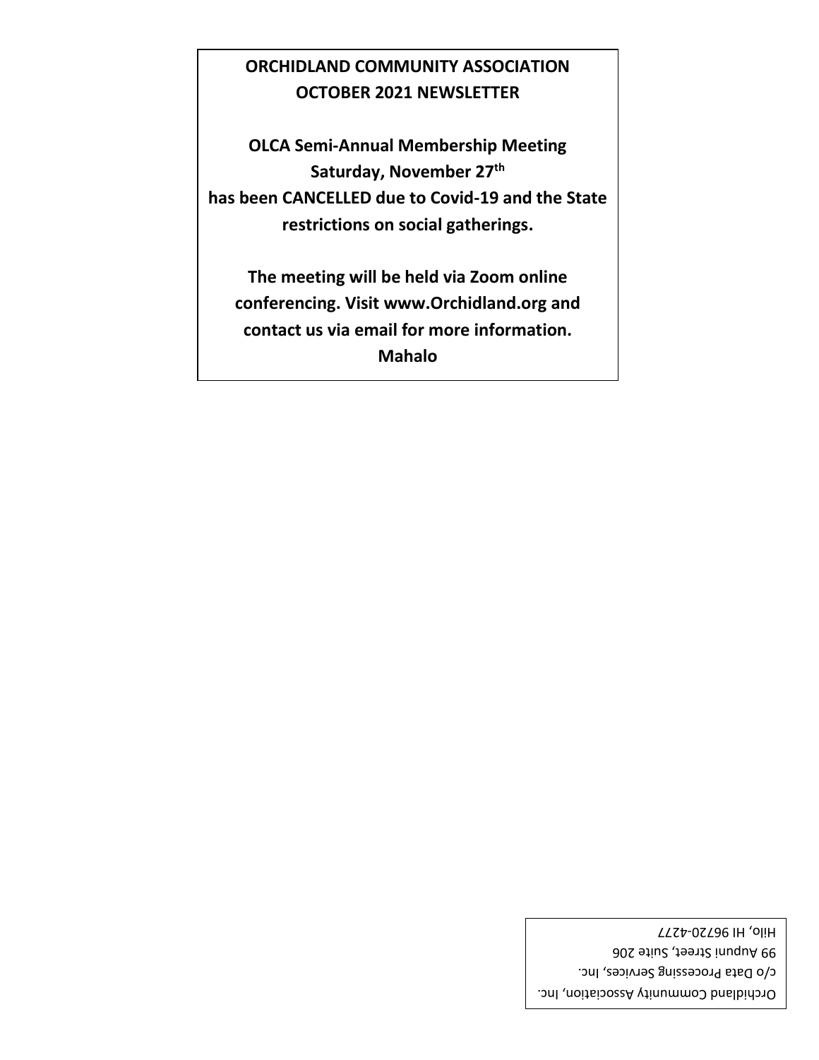**ORCHIDLAND COMMUNITY ASSOCIATION**
**OCTOBER 2021 NEWSLETTER**

**OLCA Semi-Annual Membership Meeting**
**Saturday, November 27th**
**has been CANCELLED due to Covid-19 and the State restrictions on social gatherings.**

**The meeting will be held via Zoom online conferencing. Visit www.Orchidland.org and contact us via email for more information.**
**Mahalo**

Orchidland Community Association, Inc.
c/o Data Processing Services, Inc.
99 Aupuni Street, Suite 206
Hilo, HI 96720-4277